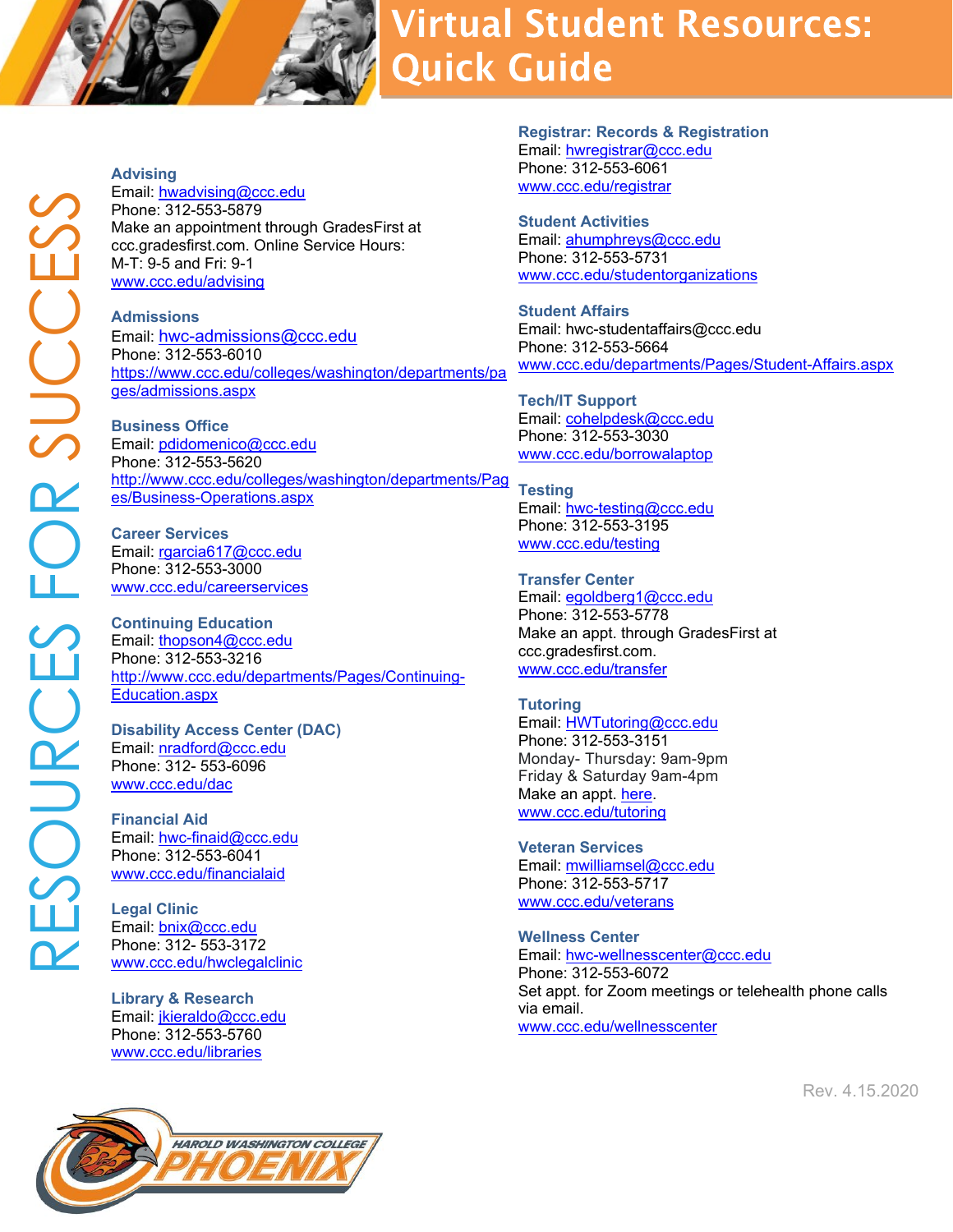# Virtual Student Resources: Quick Guide

RESOURCES FOR SUCCESS

### Advising
Email: hwadvising@ccc.edu
Phone: 312-553-5879
Make an appointment through GradesFirst at ccc.gradesfirst.com. Online Service Hours: M-T: 9-5 and Fri: 9-1
www.ccc.edu/advising

### Admissions
Email: hwc-admissions@ccc.edu
Phone: 312-553-6010
https://www.ccc.edu/colleges/washington/departments/pages/admissions.aspx

### Business Office
Email: pdidomenico@ccc.edu
Phone: 312-553-5620
http://www.ccc.edu/colleges/washington/departments/Pages/Business-Operations.aspx

### Career Services
Email: rgarcia617@ccc.edu
Phone: 312-553-3000
www.ccc.edu/careerservices

### Continuing Education
Email: thopson4@ccc.edu
Phone: 312-553-3216
http://www.ccc.edu/departments/Pages/Continuing-Education.aspx

### Disability Access Center (DAC)
Email: nradford@ccc.edu
Phone: 312- 553-6096
www.ccc.edu/dac

### Financial Aid
Email: hwc-finaid@ccc.edu
Phone: 312-553-6041
www.ccc.edu/financialaid

### Legal Clinic
Email: bnix@ccc.edu
Phone: 312- 553-3172
www.ccc.edu/hwclegalclinic

### Library & Research
Email: jkieraldo@ccc.edu
Phone: 312-553-5760
www.ccc.edu/libraries

### Registrar: Records & Registration
Email: hwregistrar@ccc.edu
Phone: 312-553-6061
www.ccc.edu/registrar

### Student Activities
Email: ahumphreys@ccc.edu
Phone: 312-553-5731
www.ccc.edu/studentorganizations

### Student Affairs
Email: hwc-studentaffairs@ccc.edu
Phone: 312-553-5664
www.ccc.edu/departments/Pages/Student-Affairs.aspx

### Tech/IT Support
Email: cohelpdesk@ccc.edu
Phone: 312-553-3030
www.ccc.edu/borrowalaptop

### Testing
Email: hwc-testing@ccc.edu
Phone: 312-553-3195
www.ccc.edu/testing

### Transfer Center
Email: egoldberg1@ccc.edu
Phone: 312-553-5778
Make an appt. through GradesFirst at ccc.gradesfirst.com.
www.ccc.edu/transfer

### Tutoring
Email: HWTutoring@ccc.edu
Phone: 312-553-3151
Monday- Thursday: 9am-9pm
Friday & Saturday 9am-4pm
Make an appt. here.
www.ccc.edu/tutoring

### Veteran Services
Email: mwilliamsel@ccc.edu
Phone: 312-553-5717
www.ccc.edu/veterans

### Wellness Center
Email: hwc-wellnesscenter@ccc.edu
Phone: 312-553-6072
Set appt. for Zoom meetings or telehealth phone calls via email.
www.ccc.edu/wellnesscenter

Rev. 4.15.2020

HAROLD WASHINGTON COLLEGE PHOENIX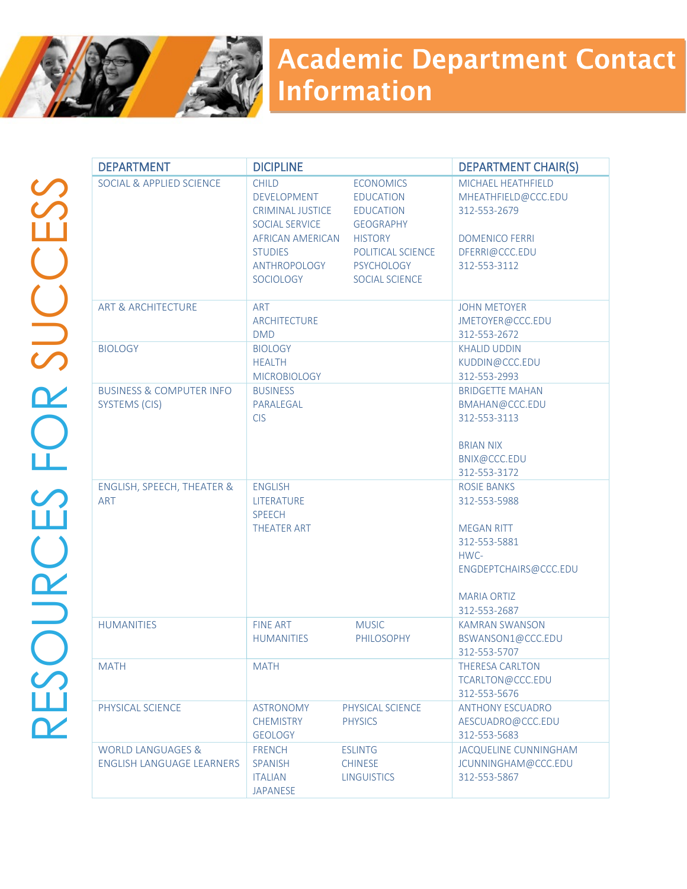# Academic Department Contact Information

RESOURCES FOR SUCCESS

| DEPARTMENT | DICIPLINE | DEPARTMENT CHAIR(S) |
| --- | --- | --- |
| SOCIAL & APPLIED SCIENCE | CHILD DEVELOPMENT<br>CRIMINAL JUSTICE<br>SOCIAL SERVICE<br>AFRICAN AMERICAN STUDIES<br>ANTHROPOLOGY<br>SOCIOLOGY<br>ECONOMICS<br>EDUCATION<br>EDUCATION<br>GEOGRAPHY<br>HISTORY<br>POLITICAL SCIENCE<br>PSYCHOLOGY<br>SOCIAL SCIENCE | MICHAEL HEATHFIELD<br>MHEATHFIELD@CCC.EDU<br>312-553-2679<br><br>DOMENICO FERRI<br>DFERRI@CCC.EDU<br>312-553-3112 |
| ART & ARCHITECTURE | ART<br>ARCHITECTURE<br>DMD | JOHN METOYER<br>JMETOYER@CCC.EDU<br>312-553-2672 |
| BIOLOGY | BIOLOGY<br>HEALTH<br>MICROBIOLOGY | KHALID UDDIN<br>KUDDIN@CCC.EDU<br>312-553-2993 |
| BUSINESS & COMPUTER INFO SYSTEMS (CIS) | BUSINESS<br>PARALEGAL<br>CIS | BRIDGETTE MAHAN<br>BMAHAN@CCC.EDU<br>312-553-3113<br><br>BRIAN NIX<br>BNIX@CCC.EDU<br>312-553-3172 |
| ENGLISH, SPEECH, THEATER & ART | ENGLISH<br>LITERATURE<br>SPEECH<br>THEATER ART | ROSIE BANKS<br>312-553-5988<br><br>MEGAN RITT<br>312-553-5881<br>HWC-ENGDEPTCHAIRS@CCC.EDU<br><br>MARIA ORTIZ<br>312-553-2687 |
| HUMANITIES | FINE ART<br>HUMANITIES<br>MUSIC<br>PHILOSOPHY | KAMRAN SWANSON<br>BSWANSON1@CCC.EDU<br>312-553-5707 |
| MATH | MATH | THERESA CARLTON<br>TCARLTON@CCC.EDU<br>312-553-5676 |
| PHYSICAL SCIENCE | ASTRONOMY<br>CHEMISTRY<br>GEOLOGY<br>PHYSICAL SCIENCE<br>PHYSICS | ANTHONY ESCUADRO<br>AESCUADRO@CCC.EDU<br>312-553-5683 |
| WORLD LANGUAGES & ENGLISH LANGUAGE LEARNERS | FRENCH<br>SPANISH<br>ITALIAN<br>JAPANESE<br>ESLINTG<br>CHINESE<br>LINGUISTICS | JACQUELINE CUNNINGHAM<br>JCUNNINGHAM@CCC.EDU<br>312-553-5867 |